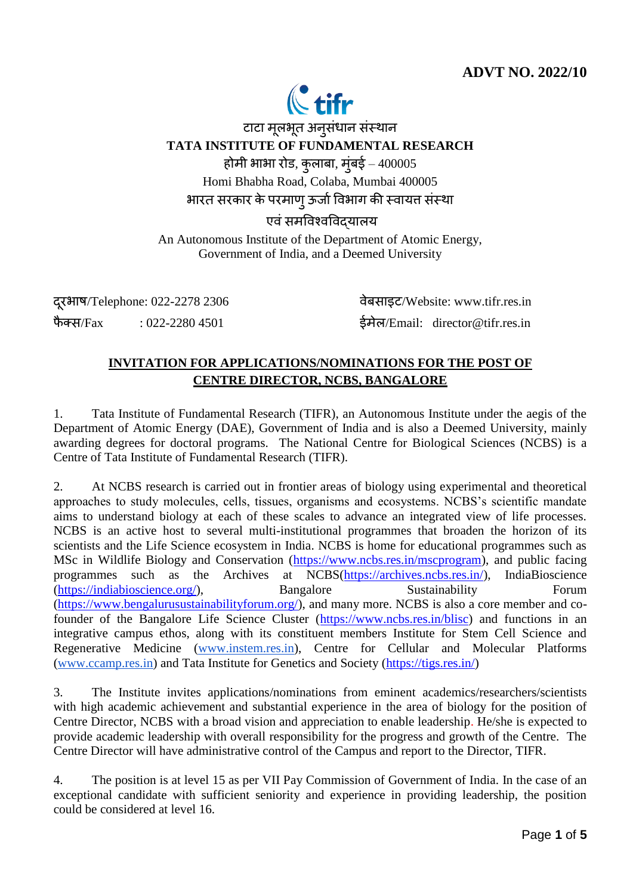**ADVT NO. 2022/10**

टाटा मूलभूत अनुसंधान संस्थान

**TATA INSTITUTE OF FUNDAMENTAL RESEARCH**

होमी भाभा रोड, कुलाबा, मुंबई – 400005

Homi Bhabha Road, Colaba, Mumbai 400005

भारत सरकार के परमाणु ऊर्जा विभाग की स्वायत्त संस्था

एवं समविश्वविद्यालय

An Autonomous Institute of the Department of Atomic Energy, Government of India, and a Deemed University

दूरभाष/Telephone: 022-2278 2306

फैक्स/Fax : 022-2280 4501

वेबसाइट/Website: www.tifr.res.in

ईमेल/Email: director@tifr.res.in

## INVITATION FOR APPLICATIONS/NOMINATIONS FOR THE POST OF CENTRE DIRECTOR, NCBS, BANGALORE

1. Tata Institute of Fundamental Research (TIFR), an Autonomous Institute under the aegis of the Department of Atomic Energy (DAE), Government of India and is also a Deemed University, mainly awarding degrees for doctoral programs. The National Centre for Biological Sciences (NCBS) is a Centre of Tata Institute of Fundamental Research (TIFR).

2. At NCBS research is carried out in frontier areas of biology using experimental and theoretical approaches to study molecules, cells, tissues, organisms and ecosystems. NCBS's scientific mandate aims to understand biology at each of these scales to advance an integrated view of life processes. NCBS is an active host to several multi-institutional programmes that broaden the horizon of its scientists and the Life Science ecosystem in India. NCBS is home for educational programmes such as MSc in Wildlife Biology and Conservation (https://www.ncbs.res.in/mscprogram), and public facing programmes such as the Archives at NCBS(https://archives.ncbs.res.in/), IndiaBioscience (https://indiabioscience.org/), Bangalore Sustainability Forum (https://www.bengalurusustainabilityforum.org/), and many more. NCBS is also a core member and co-founder of the Bangalore Life Science Cluster (https://www.ncbs.res.in/blisc) and functions in an integrative campus ethos, along with its constituent members Institute for Stem Cell Science and Regenerative Medicine (www.instem.res.in), Centre for Cellular and Molecular Platforms (www.ccamp.res.in) and Tata Institute for Genetics and Society (https://tigs.res.in/)

3. The Institute invites applications/nominations from eminent academics/researchers/scientists with high academic achievement and substantial experience in the area of biology for the position of Centre Director, NCBS with a broad vision and appreciation to enable leadership. He/she is expected to provide academic leadership with overall responsibility for the progress and growth of the Centre. The Centre Director will have administrative control of the Campus and report to the Director, TIFR.

4. The position is at level 15 as per VII Pay Commission of Government of India. In the case of an exceptional candidate with sufficient seniority and experience in providing leadership, the position could be considered at level 16.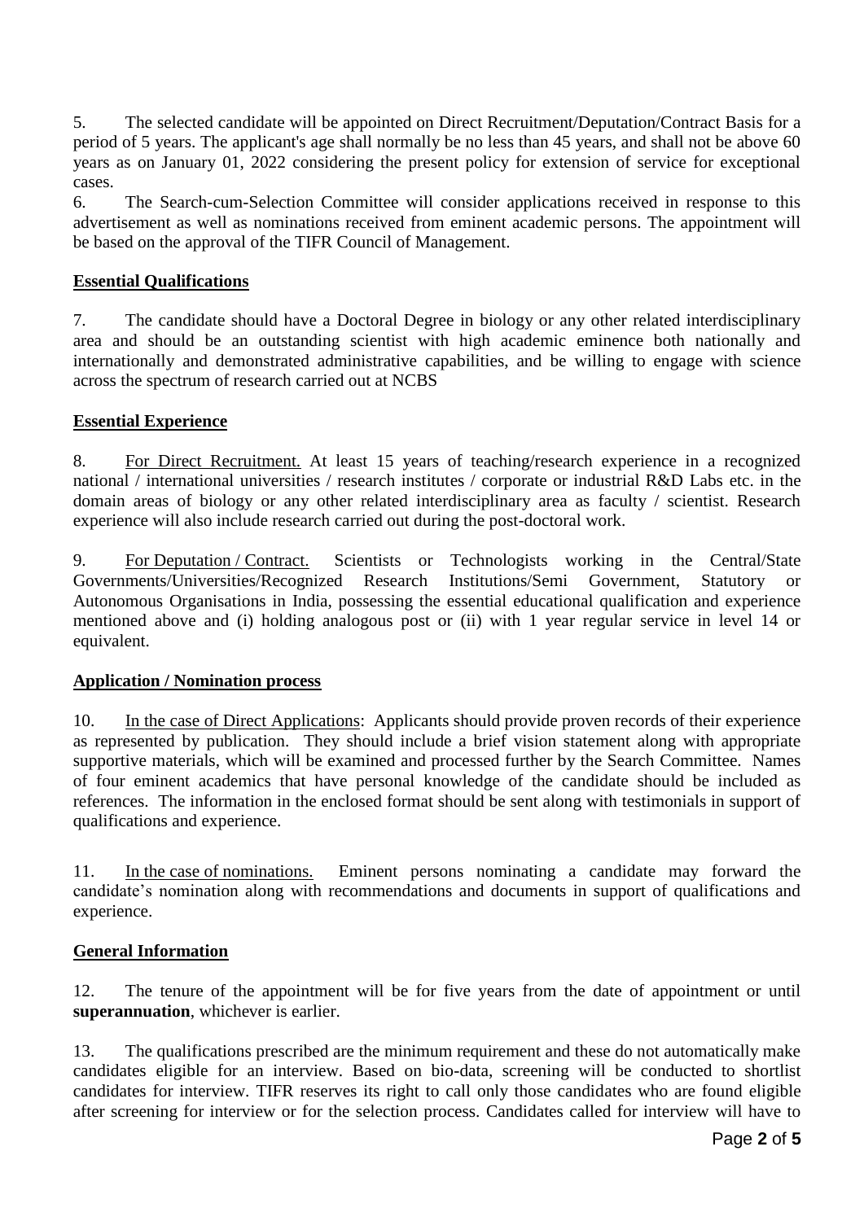5. The selected candidate will be appointed on Direct Recruitment/Deputation/Contract Basis for a period of 5 years. The applicant's age shall normally be no less than 45 years, and shall not be above 60 years as on January 01, 2022 considering the present policy for extension of service for exceptional cases.

6. The Search-cum-Selection Committee will consider applications received in response to this advertisement as well as nominations received from eminent academic persons. The appointment will be based on the approval of the TIFR Council of Management.

**Essential Qualifications**

7. The candidate should have a Doctoral Degree in biology or any other related interdisciplinary area and should be an outstanding scientist with high academic eminence both nationally and internationally and demonstrated administrative capabilities, and be willing to engage with science across the spectrum of research carried out at NCBS

**Essential Experience**

8. For Direct Recruitment. At least 15 years of teaching/research experience in a recognized national / international universities / research institutes / corporate or industrial R&D Labs etc. in the domain areas of biology or any other related interdisciplinary area as faculty / scientist. Research experience will also include research carried out during the post-doctoral work.

9. For Deputation / Contract. Scientists or Technologists working in the Central/State Governments/Universities/Recognized Research Institutions/Semi Government, Statutory or Autonomous Organisations in India, possessing the essential educational qualification and experience mentioned above and (i) holding analogous post or (ii) with 1 year regular service in level 14 or equivalent.

**Application / Nomination process**

10. In the case of Direct Applications: Applicants should provide proven records of their experience as represented by publication. They should include a brief vision statement along with appropriate supportive materials, which will be examined and processed further by the Search Committee. Names of four eminent academics that have personal knowledge of the candidate should be included as references. The information in the enclosed format should be sent along with testimonials in support of qualifications and experience.

11. In the case of nominations. Eminent persons nominating a candidate may forward the candidate's nomination along with recommendations and documents in support of qualifications and experience.

**General Information**

12. The tenure of the appointment will be for five years from the date of appointment or until **superannuation**, whichever is earlier.

13. The qualifications prescribed are the minimum requirement and these do not automatically make candidates eligible for an interview. Based on bio-data, screening will be conducted to shortlist candidates for interview. TIFR reserves its right to call only those candidates who are found eligible after screening for interview or for the selection process. Candidates called for interview will have to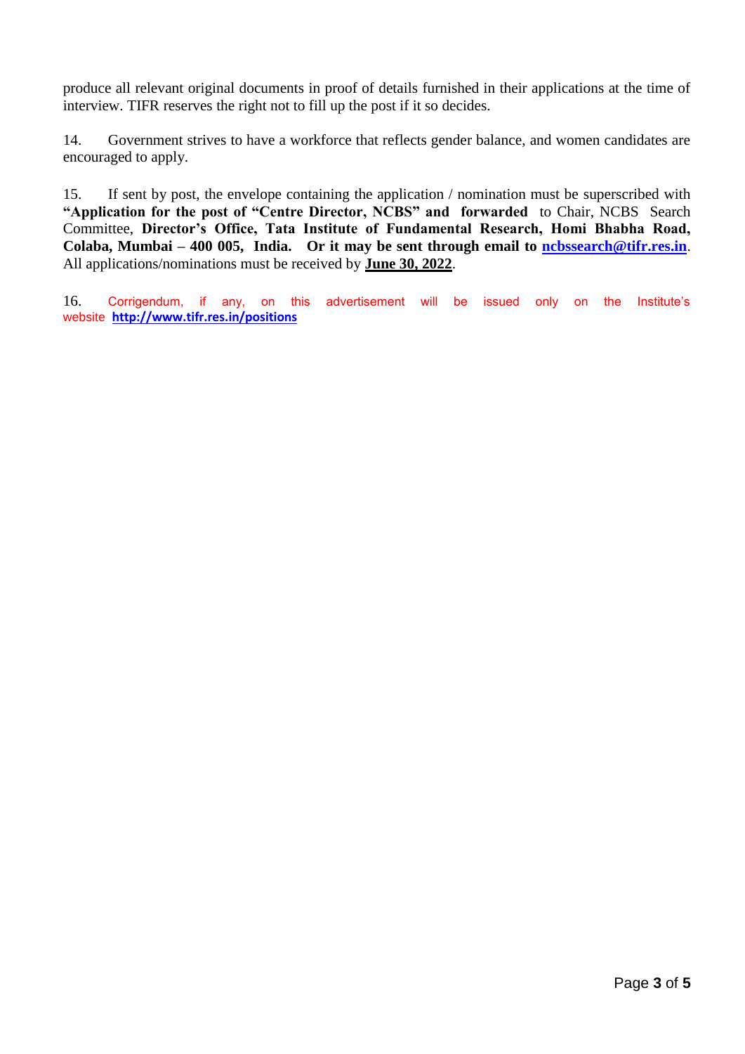produce all relevant original documents in proof of details furnished in their applications at the time of interview. TIFR reserves the right not to fill up the post if it so decides.

14. Government strives to have a workforce that reflects gender balance, and women candidates are encouraged to apply.

15. If sent by post, the envelope containing the application / nomination must be superscribed with **"Application for the post of "Centre Director, NCBS" and forwarded** to Chair, NCBS Search Committee, **Director's Office, Tata Institute of Fundamental Research, Homi Bhabha Road, Colaba, Mumbai – 400 005, India. Or it may be sent through email to [ncbssearch@tifr.res.in](mailto:ncbssearch@tifr.res.in)**. All applications/nominations must be received by **June 30, 2022**.

16. Corrigendum, if any, on this advertisement will be issued only on the Institute's website **[http://www.tifr.res.in/positions](http://www.tifr.res.in/positions)**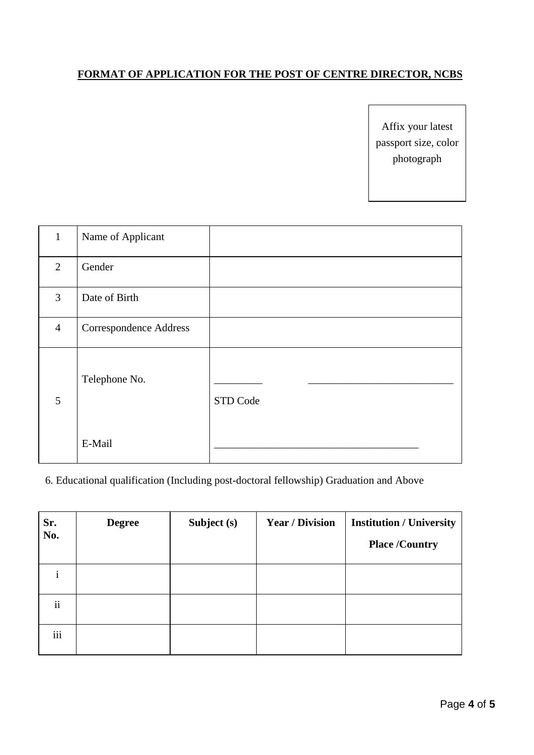**FORMAT OF APPLICATION FOR THE POST OF CENTRE DIRECTOR, NCBS**

Affix your latest passport size, color photograph

| | | |
|---|---|---|
| 1 | Name of Applicant | |
| 2 | Gender | |
| 3 | Date of Birth | |
| 4 | Correspondence Address | |
| 5 | Telephone No.<br><br>E-Mail | _________ ___________________________<br>STD Code<br><br>______________________________________ |

6. Educational qualification (Including post-doctoral fellowship) Graduation and Above

| Sr. No. | Degree | Subject (s) | Year / Division | Institution / University Place /Country |
|---|---|---|---|---|
| i | | | | |
| ii | | | | |
| iii | | | | |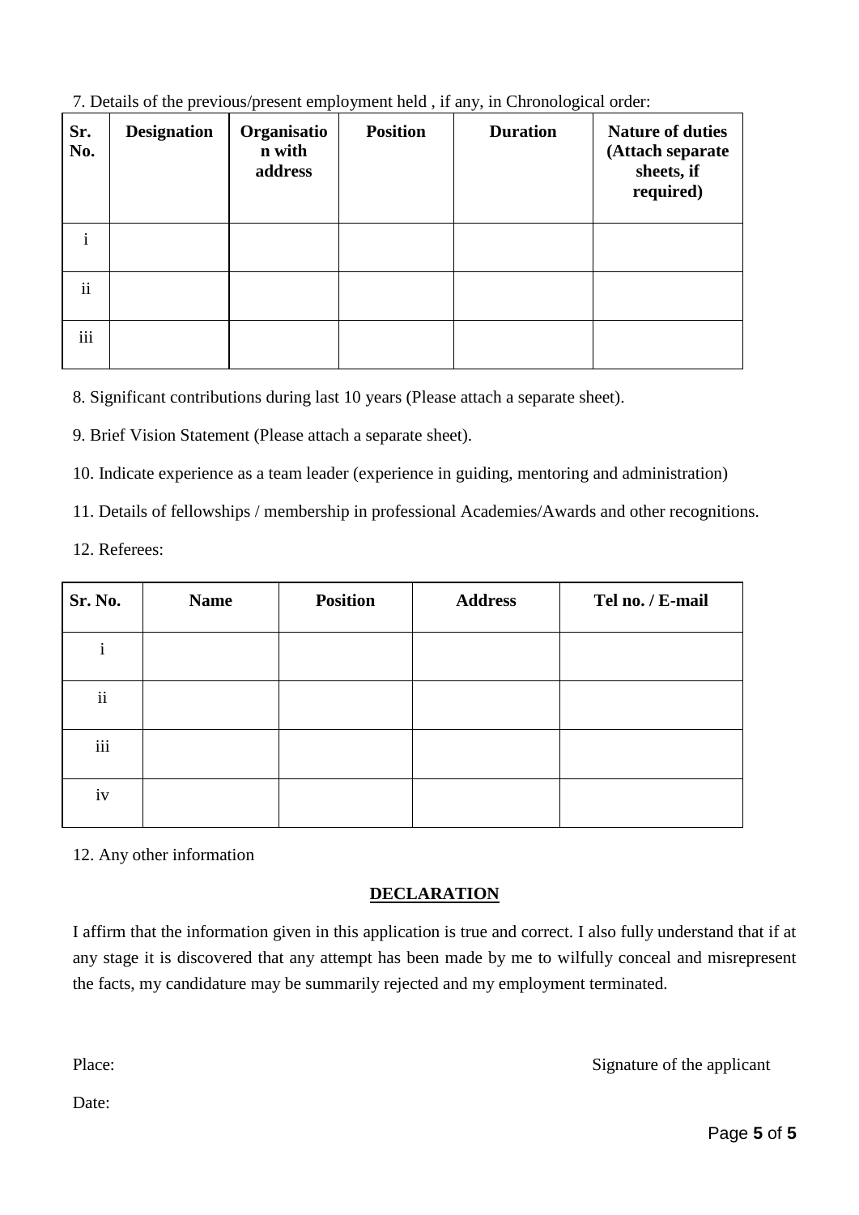7. Details of the previous/present employment held , if any, in Chronological order:

| Sr. No. | Designation | Organisation with address | Position | Duration | Nature of duties (Attach separate sheets, if required) |
|---|---|---|---|---|---|
| i | | | | | |
| ii | | | | | |
| iii | | | | | |

8. Significant contributions during last 10 years (Please attach a separate sheet).

9. Brief Vision Statement (Please attach a separate sheet).

10. Indicate experience as a team leader (experience in guiding, mentoring and administration)

11. Details of fellowships / membership in professional Academies/Awards and other recognitions.

12. Referees:

| Sr. No. | Name | Position | Address | Tel no. / E-mail |
|---|---|---|---|---|
| i | | | | |
| ii | | | | |
| iii | | | | |
| iv | | | | |

12. Any other information

## DECLARATION

I affirm that the information given in this application is true and correct. I also fully understand that if at any stage it is discovered that any attempt has been made by me to wilfully conceal and misrepresent the facts, my candidature may be summarily rejected and my employment terminated.

Place: Signature of the applicant

Date: